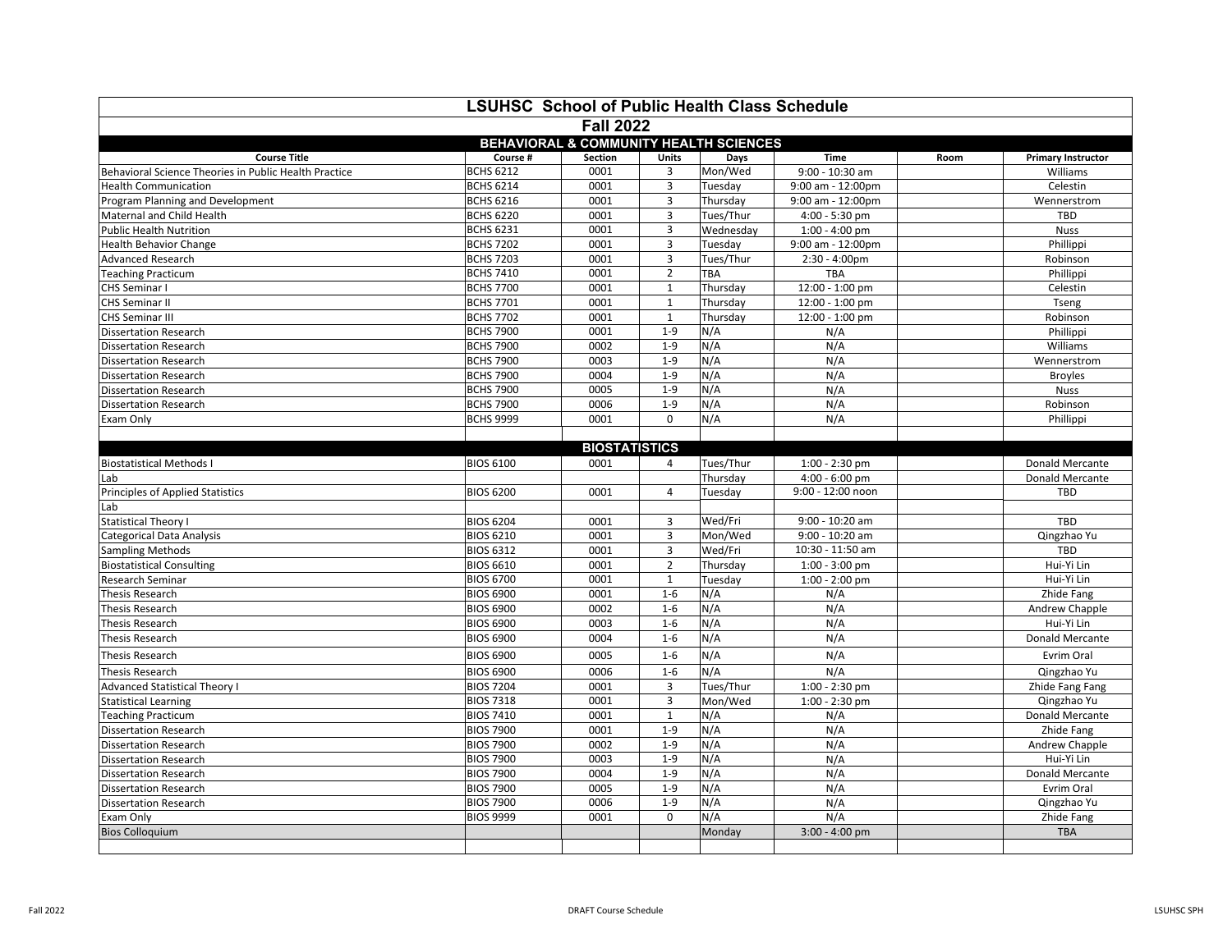# LSUHSC School of Public Health Class Schedule

## Fall 2022

### BEHAVIORAL & COMMUNITY HEALTH SCIENCES

| Course Title | Course # | Section | Units | Days | Time | Room | Primary Instructor |
|---|---|---|---|---|---|---|---|
| Behavioral Science Theories in Public Health Practice | BCHS 6212 | 0001 | 3 | Mon/Wed | 9:00 - 10:30 am | | Williams |
| Health Communication | BCHS 6214 | 0001 | 3 | Tuesday | 9:00 am - 12:00pm | | Celestin |
| Program Planning and Development | BCHS 6216 | 0001 | 3 | Thursday | 9:00 am - 12:00pm | | Wennerstrom |
| Maternal and Child Health | BCHS 6220 | 0001 | 3 | Tues/Thur | 4:00 - 5:30 pm | | TBD |
| Public Health Nutrition | BCHS 6231 | 0001 | 3 | Wednesday | 1:00 - 4:00 pm | | Nuss |
| Health Behavior Change | BCHS 7202 | 0001 | 3 | Tuesday | 9:00 am - 12:00pm | | Phillippi |
| Advanced Research | BCHS 7203 | 0001 | 3 | Tues/Thur | 2:30 - 4:00pm | | Robinson |
| Teaching Practicum | BCHS 7410 | 0001 | 2 | TBA | TBA | | Phillippi |
| CHS Seminar I | BCHS 7700 | 0001 | 1 | Thursday | 12:00 - 1:00 pm | | Celestin |
| CHS Seminar II | BCHS 7701 | 0001 | 1 | Thursday | 12:00 - 1:00 pm | | Tseng |
| CHS Seminar III | BCHS 7702 | 0001 | 1 | Thursday | 12:00 - 1:00 pm | | Robinson |
| Dissertation Research | BCHS 7900 | 0001 | 1-9 | N/A | N/A | | Phillippi |
| Dissertation Research | BCHS 7900 | 0002 | 1-9 | N/A | N/A | | Williams |
| Dissertation Research | BCHS 7900 | 0003 | 1-9 | N/A | N/A | | Wennerstrom |
| Dissertation Research | BCHS 7900 | 0004 | 1-9 | N/A | N/A | | Broyles |
| Dissertation Research | BCHS 7900 | 0005 | 1-9 | N/A | N/A | | Nuss |
| Dissertation Research | BCHS 7900 | 0006 | 1-9 | N/A | N/A | | Robinson |
| Exam Only | BCHS 9999 | 0001 | 0 | N/A | N/A | | Phillippi |

### BIOSTATISTICS

| Course Title | Course # | Section | Units | Days | Time | Room | Primary Instructor |
|---|---|---|---|---|---|---|---|
| Biostatistical Methods I | BIOS 6100 | 0001 | 4 | Tues/Thur | 1:00 - 2:30 pm | | Donald Mercante |
| Lab | | | | Thursday | 4:00 - 6:00 pm | | Donald Mercante |
| Principles of Applied Statistics | BIOS 6200 | 0001 | 4 | Tuesday | 9:00 - 12:00 noon | | TBD |
| Lab | | | | | | | |
| Statistical Theory I | BIOS 6204 | 0001 | 3 | Wed/Fri | 9:00 - 10:20 am | | TBD |
| Categorical Data Analysis | BIOS 6210 | 0001 | 3 | Mon/Wed | 9:00 - 10:20 am | | Qingzhao Yu |
| Sampling Methods | BIOS 6312 | 0001 | 3 | Wed/Fri | 10:30 - 11:50 am | | TBD |
| Biostatistical Consulting | BIOS 6610 | 0001 | 2 | Thursday | 1:00 - 3:00 pm | | Hui-Yi Lin |
| Research Seminar | BIOS 6700 | 0001 | 1 | Tuesday | 1:00 - 2:00 pm | | Hui-Yi Lin |
| Thesis Research | BIOS 6900 | 0001 | 1-6 | N/A | N/A | | Zhide Fang |
| Thesis Research | BIOS 6900 | 0002 | 1-6 | N/A | N/A | | Andrew Chapple |
| Thesis Research | BIOS 6900 | 0003 | 1-6 | N/A | N/A | | Hui-Yi Lin |
| Thesis Research | BIOS 6900 | 0004 | 1-6 | N/A | N/A | | Donald Mercante |
| Thesis Research | BIOS 6900 | 0005 | 1-6 | N/A | N/A | | Evrim Oral |
| Thesis Research | BIOS 6900 | 0006 | 1-6 | N/A | N/A | | Qingzhao Yu |
| Advanced Statistical Theory I | BIOS 7204 | 0001 | 3 | Tues/Thur | 1:00 - 2:30 pm | | Zhide Fang Fang |
| Statistical Learning | BIOS 7318 | 0001 | 3 | Mon/Wed | 1:00 - 2:30 pm | | Qingzhao Yu |
| Teaching Practicum | BIOS 7410 | 0001 | 1 | N/A | N/A | | Donald Mercante |
| Dissertation Research | BIOS 7900 | 0001 | 1-9 | N/A | N/A | | Zhide Fang |
| Dissertation Research | BIOS 7900 | 0002 | 1-9 | N/A | N/A | | Andrew Chapple |
| Dissertation Research | BIOS 7900 | 0003 | 1-9 | N/A | N/A | | Hui-Yi Lin |
| Dissertation Research | BIOS 7900 | 0004 | 1-9 | N/A | N/A | | Donald Mercante |
| Dissertation Research | BIOS 7900 | 0005 | 1-9 | N/A | N/A | | Evrim Oral |
| Dissertation Research | BIOS 7900 | 0006 | 1-9 | N/A | N/A | | Qingzhao Yu |
| Exam Only | BIOS 9999 | 0001 | 0 | N/A | N/A | | Zhide Fang |
| Bios Colloquium | | | | Monday | 3:00 - 4:00 pm | | TBA |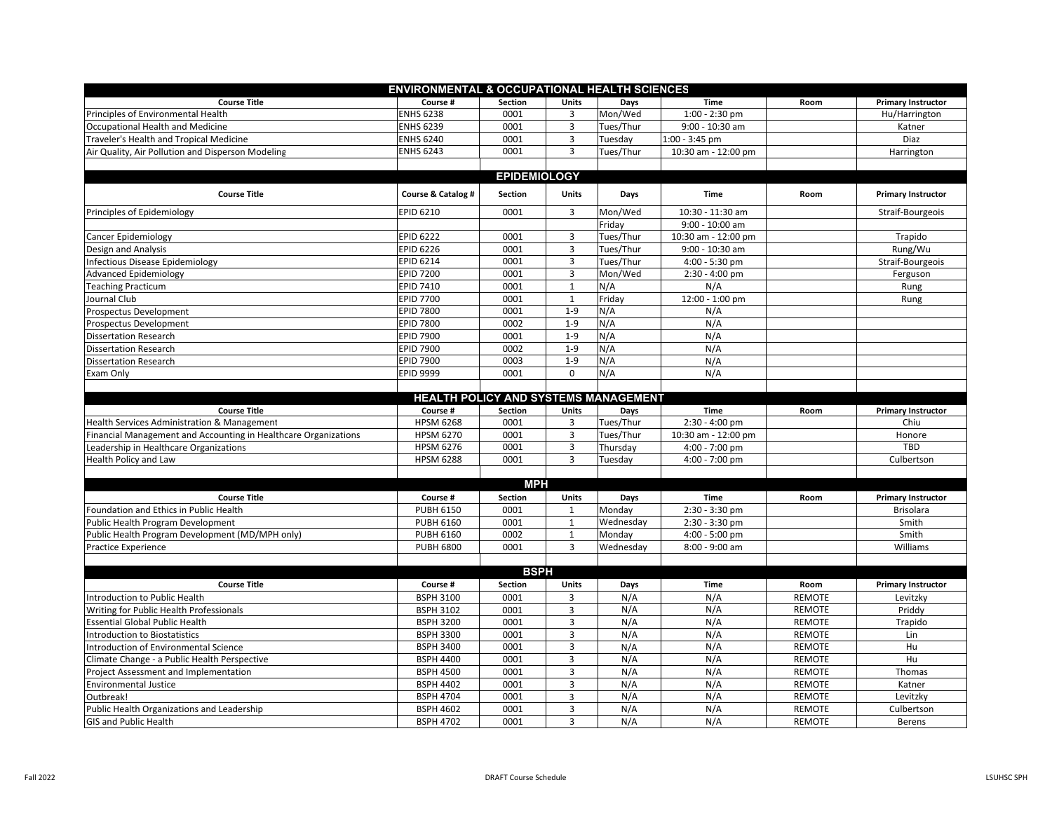## ENVIRONMENTAL & OCCUPATIONAL HEALTH SCIENCES

| Course Title | Course # | Section | Units | Days | Time | Room | Primary Instructor |
|---|---|---|---|---|---|---|---|
| Principles of Environmental Health | ENHS 6238 | 0001 | 3 | Mon/Wed | 1:00 - 2:30 pm | | Hu/Harrington |
| Occupational Health and Medicine | ENHS 6239 | 0001 | 3 | Tues/Thur | 9:00 - 10:30 am | | Katner |
| Traveler's Health and Tropical Medicine | ENHS 6240 | 0001 | 3 | Tuesday | 1:00 - 3:45 pm | | Diaz |
| Air Quality, Air Pollution and Disperson Modeling | ENHS 6243 | 0001 | 3 | Tues/Thur | 10:30 am - 12:00 pm | | Harrington |

## EPIDEMIOLOGY

| Course Title | Course & Catalog # | Section | Units | Days | Time | Room | Primary Instructor |
|---|---|---|---|---|---|---|---|
| Principles of Epidemiology | EPID 6210 | 0001 | 3 | Mon/Wed | 10:30 - 11:30 am | | Straif-Bourgeois |
| | | | | Friday | 9:00 - 10:00 am | | |
| Cancer Epidemiology | EPID 6222 | 0001 | 3 | Tues/Thur | 10:30 am - 12:00 pm | | Trapido |
| Design and Analysis | EPID 6226 | 0001 | 3 | Tues/Thur | 9:00 - 10:30 am | | Rung/Wu |
| Infectious Disease Epidemiology | EPID 6214 | 0001 | 3 | Tues/Thur | 4:00 - 5:30 pm | | Straif-Bourgeois |
| Advanced Epidemiology | EPID 7200 | 0001 | 3 | Mon/Wed | 2:30 - 4:00 pm | | Ferguson |
| Teaching Practicum | EPID 7410 | 0001 | 1 | N/A | N/A | | Rung |
| Journal Club | EPID 7700 | 0001 | 1 | Friday | 12:00 - 1:00 pm | | Rung |
| Prospectus Development | EPID 7800 | 0001 | 1-9 | N/A | N/A | | |
| Prospectus Development | EPID 7800 | 0002 | 1-9 | N/A | N/A | | |
| Dissertation Research | EPID 7900 | 0001 | 1-9 | N/A | N/A | | |
| Dissertation Research | EPID 7900 | 0002 | 1-9 | N/A | N/A | | |
| Dissertation Research | EPID 7900 | 0003 | 1-9 | N/A | N/A | | |
| Exam Only | EPID 9999 | 0001 | 0 | N/A | N/A | | |

## HEALTH POLICY AND SYSTEMS MANAGEMENT

| Course Title | Course # | Section | Units | Days | Time | Room | Primary Instructor |
|---|---|---|---|---|---|---|---|
| Health Services Administration & Management | HPSM 6268 | 0001 | 3 | Tues/Thur | 2:30 - 4:00 pm | | Chiu |
| Financial Management and Accounting in Healthcare Organizations | HPSM 6270 | 0001 | 3 | Tues/Thur | 10:30 am - 12:00 pm | | Honore |
| Leadership in Healthcare Organizations | HPSM 6276 | 0001 | 3 | Thursday | 4:00 - 7:00 pm | | TBD |
| Health Policy and Law | HPSM 6288 | 0001 | 3 | Tuesday | 4:00 - 7:00 pm | | Culbertson |

## MPH

| Course Title | Course # | Section | Units | Days | Time | Room | Primary Instructor |
|---|---|---|---|---|---|---|---|
| Foundation and Ethics in Public Health | PUBH 6150 | 0001 | 1 | Monday | 2:30 - 3:30 pm | | Brisolara |
| Public Health Program Development | PUBH 6160 | 0001 | 1 | Wednesday | 2:30 - 3:30 pm | | Smith |
| Public Health Program Development (MD/MPH only) | PUBH 6160 | 0002 | 1 | Monday | 4:00 - 5:00 pm | | Smith |
| Practice Experience | PUBH 6800 | 0001 | 3 | Wednesday | 8:00 - 9:00 am | | Williams |

## BSPH

| Course Title | Course # | Section | Units | Days | Time | Room | Primary Instructor |
|---|---|---|---|---|---|---|---|
| Introduction to Public Health | BSPH 3100 | 0001 | 3 | N/A | N/A | REMOTE | Levitzky |
| Writing for Public Health Professionals | BSPH 3102 | 0001 | 3 | N/A | N/A | REMOTE | Priddy |
| Essential Global Public Health | BSPH 3200 | 0001 | 3 | N/A | N/A | REMOTE | Trapido |
| Introduction to Biostatistics | BSPH 3300 | 0001 | 3 | N/A | N/A | REMOTE | Lin |
| Introduction of Environmental Science | BSPH 3400 | 0001 | 3 | N/A | N/A | REMOTE | Hu |
| Climate Change - a Public Health Perspective | BSPH 4400 | 0001 | 3 | N/A | N/A | REMOTE | Hu |
| Project Assessment and Implementation | BSPH 4500 | 0001 | 3 | N/A | N/A | REMOTE | Thomas |
| Environmental Justice | BSPH 4402 | 0001 | 3 | N/A | N/A | REMOTE | Katner |
| Outbreak! | BSPH 4704 | 0001 | 3 | N/A | N/A | REMOTE | Levitzky |
| Public Health Organizations and Leadership | BSPH 4602 | 0001 | 3 | N/A | N/A | REMOTE | Culbertson |
| GIS and Public Health | BSPH 4702 | 0001 | 3 | N/A | N/A | REMOTE | Berens |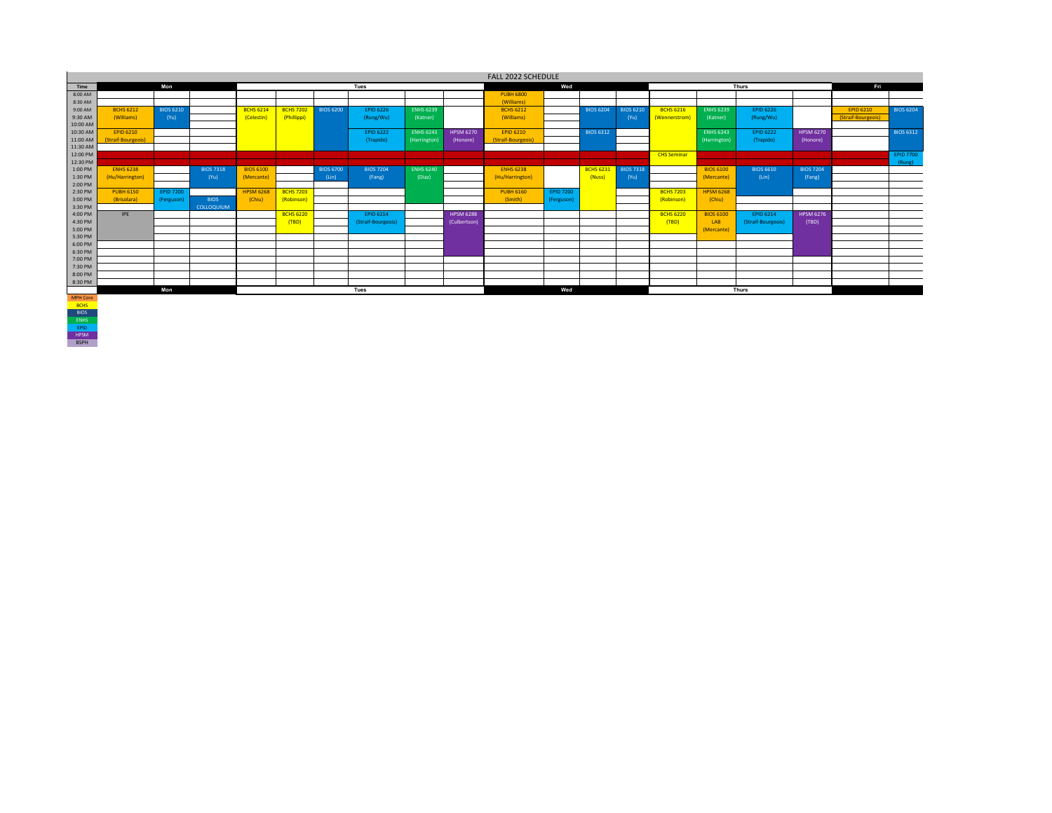# FALL 2022 SCHEDULE

| Time | Mon | | | Tues | | | | | | Wed | | | | Thurs | | | | Fri | |
|---|---|---|---|---|---|---|---|---|---|---|---|---|---|---|---|---|---|---|---|
| 8:00 AM | | | | | | | | | | PUBH 6800 | | | | | | | | | |
| 8:30 AM | | | | | | | | | | (Williams) | | | | | | | | | |
| 9:00 AM | BCHS 6212 | BIOS 6210 | | BCHS 6214 | BCHS 7202 | BIOS 6200 | EPID 6226 | ENHS 6239 | | BCHS 6212 | | BIOS 6204 | BIOS 6210 | BCHS 6216 | ENHS 6239 | EPID 6226 | | EPID 6210 | BIOS 6204 |
| 9:30 AM | (Williams) | (Yu) | | (Celestin) | (Phillippi) | | (Rung/Wu) | (Katner) | | (Williams) | | | (Yu) | (Wennerstrom) | (Katner) | (Rung/Wu) | | (Straif-Bourgeois) | |
| 10:00 AM | | | | | | | | | | | | | | | | | | | |
| 10:30 AM | EPID 6210 | | | | | | EPID 6222 | ENHS 6243 | HPSM 6270 | EPID 6210 | | BIOS 6312 | | | ENHS 6243 | EPID 6222 | HPSM 6270 | | BIOS 6312 |
| 11:00 AM | (Straif-Bourgeois) | | | | | | (Trapido) | (Harrington) | (Honore) | (Straif-Bourgeois) | | | | | (Harrington) | (Trapido) | (Honore) | | |
| 11:30 AM | | | | | | | | | | | | | | | | | | | |
| 12:00 PM | | | | | | | | | | | | | | CHS Seminar | | | | | EPID 7700 |
| 12:30 PM | | | | | | | | | | | | | | | | | | | (Rung) |
| 1:00 PM | ENHS 6238 | | BIOS 7318 | BIOS 6100 | | BIOS 6700 | BIOS 7204 | ENHS 6240 | | ENHS 6238 | | BCHS 6231 | BIOS 7318 | | BIOS 6100 | BIOS 6610 | BIOS 7204 | | |
| 1:30 PM | (Hu/Harrington) | | (Yu) | (Mercante) | | (Lin) | (Fang) | (Diaz) | | (Hu/Harrington) | | (Nuss) | (Yu) | | (Mercante) | (Lin) | (Fang) | | |
| 2:00 PM | | | | | | | | | | | | | | | | | | | |
| 2:30 PM | PUBH 6150 | EPID 7200 | | HPSM 6268 | BCHS 7203 | | | | | PUBH 6160 | EPID 7200 | | | BCHS 7203 | HPSM 6268 | | | | |
| 3:00 PM | (Brisolara) | (Ferguson) | BIOS | (Chiu) | (Robinson) | | | | | (Smith) | (Ferguson) | | | (Robinson) | (Chiu) | | | | |
| 3:30 PM | | | COLLOQUIUM | | | | | | | | | | | | | | | | |
| 4:00 PM | IPE | | | | BCHS 6220 | | EPID 6214 | | HPSM 6288 | | | | | BCHS 6220 | BIOS 6100 | EPID 6214 | HPSM 6276 | | |
| 4:30 PM | | | | | (TBD) | | (Straif-Bourgeois) | | (Culbertson) | | | | | (TBD) | LAB | (Straif-Bourgeois) | (TBD) | | |
| 5:00 PM | | | | | | | | | | | | | | | (Mercante) | | | | |
| 5:30 PM | | | | | | | | | | | | | | | | | | | |
| 6:00 PM | | | | | | | | | | | | | | | | | | | |
| 6:30 PM | | | | | | | | | | | | | | | | | | | |
| 7:00 PM | | | | | | | | | | | | | | | | | | | |
| 7:30 PM | | | | | | | | | | | | | | | | | | | |
| 8:00 PM | | | | | | | | | | | | | | | | | | | |
| 8:30 PM | | | | | | | | | | | | | | | | | | | |
| | Mon | | | Tues | | | | | | Wed | | | | Thurs | | | | | |

MPH Core
BCHS
BIOS
ENHS
EPID
HPSM
BSPH